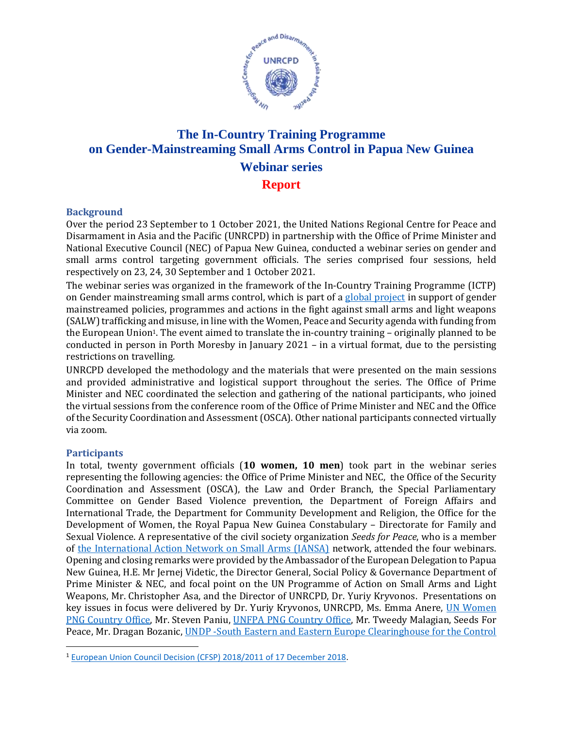# The In-Country Training Programme on Gender-Mainstreaming Small Arms Control in Papua New Guinea

## Webinar series

## Report

### Background

Over the period 23 September to 1 October 2021, the United Nations Regional Centre for Peace and Disarmament in Asia and the Pacific (UNRCPD) in partnership with the Office of Prime Minister and National Executive Council (NEC) of Papua New Guinea, conducted a webinar series on gender and small arms control targeting government officials. The series comprised four sessions, held respectively on 23, 24, 30 September and 1 October 2021.

The webinar series was organized in the framework of the In-Country Training Programme (ICTP) on Gender mainstreaming small arms control, which is part of a global project in support of gender mainstreamed policies, programmes and actions in the fight against small arms and light weapons (SALW) trafficking and misuse, in line with the Women, Peace and Security agenda with funding from the European Union[1]. The event aimed to translate the in-country training – originally planned to be conducted in person in Porth Moresby in January 2021 – in a virtual format, due to the persisting restrictions on travelling.

UNRCPD developed the methodology and the materials that were presented on the main sessions and provided administrative and logistical support throughout the series. The Office of Prime Minister and NEC coordinated the selection and gathering of the national participants, who joined the virtual sessions from the conference room of the Office of Prime Minister and NEC and the Office of the Security Coordination and Assessment (OSCA). Other national participants connected virtually via zoom.

### Participants

In total, twenty government officials (**10 women, 10 men**) took part in the webinar series representing the following agencies: the Office of Prime Minister and NEC, the Office of the Security Coordination and Assessment (OSCA), the Law and Order Branch, the Special Parliamentary Committee on Gender Based Violence prevention, the Department of Foreign Affairs and International Trade, the Department for Community Development and Religion, the Office for the Development of Women, the Royal Papua New Guinea Constabulary – Directorate for Family and Sexual Violence. A representative of the civil society organization *Seeds for Peace*, who is a member of the International Action Network on Small Arms (IANSA) network, attended the four webinars. Opening and closing remarks were provided by the Ambassador of the European Delegation to Papua New Guinea, H.E. Mr Jernej Videtic, the Director General, Social Policy & Governance Department of Prime Minister & NEC, and focal point on the UN Programme of Action on Small Arms and Light Weapons, Mr. Christopher Asa, and the Director of UNRCPD, Dr. Yuriy Kryvonos. Presentations on key issues in focus were delivered by Dr. Yuriy Kryvonos, UNRCPD, Ms. Emma Anere, UN Women PNG Country Office, Mr. Steven Paniu, UNFPA PNG Country Office, Mr. Tweedy Malagian, Seeds For Peace, Mr. Dragan Bozanic, UNDP -South Eastern and Eastern Europe Clearinghouse for the Control

---

[1] European Union Council Decision (CFSP) 2018/2011 of 17 December 2018.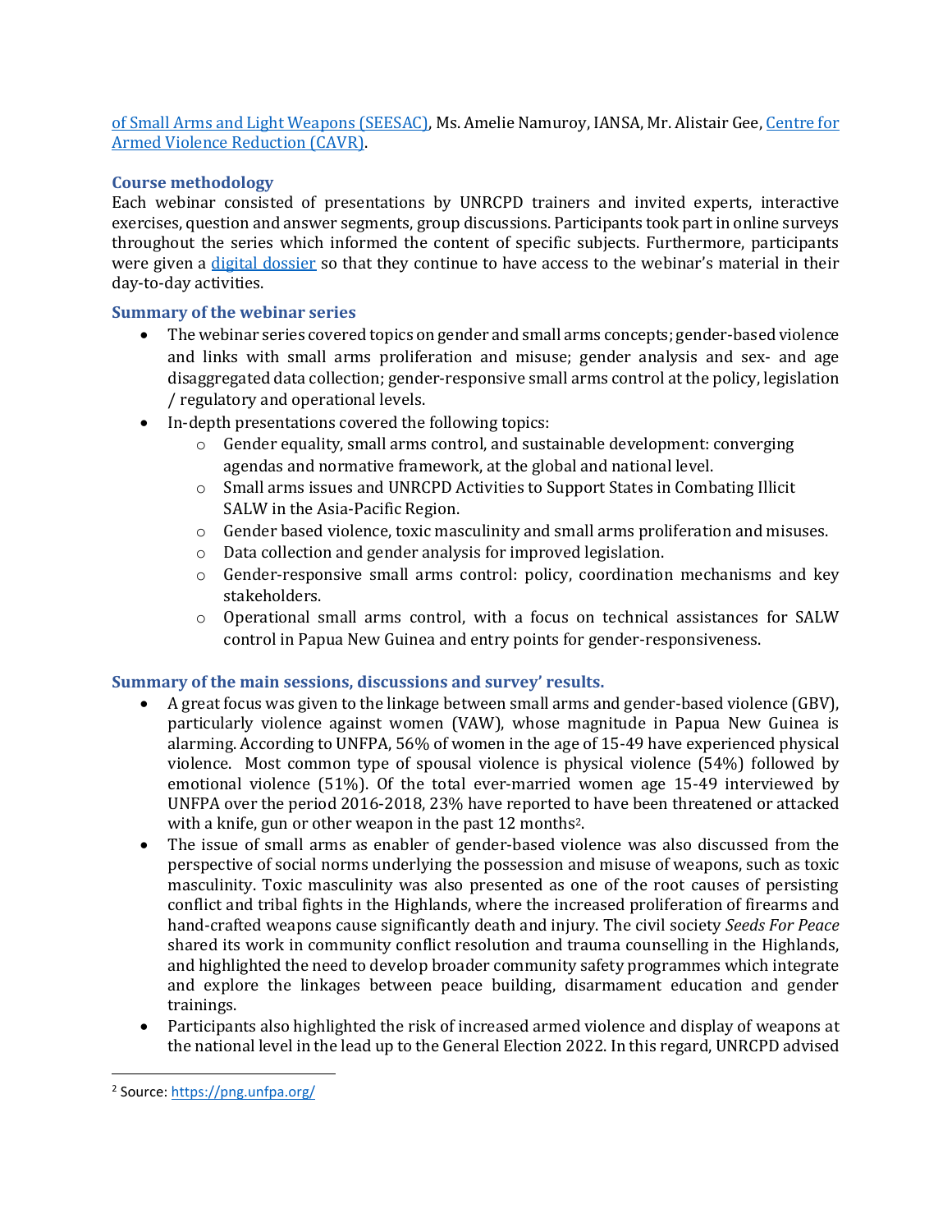of Small Arms and Light Weapons (SEESAC), Ms. Amelie Namuroy, IANSA, Mr. Alistair Gee, Centre for Armed Violence Reduction (CAVR).

### Course methodology

Each webinar consisted of presentations by UNRCPD trainers and invited experts, interactive exercises, question and answer segments, group discussions. Participants took part in online surveys throughout the series which informed the content of specific subjects. Furthermore, participants were given a digital dossier so that they continue to have access to the webinar's material in their day-to-day activities.

### Summary of the webinar series

- The webinar series covered topics on gender and small arms concepts; gender-based violence and links with small arms proliferation and misuse; gender analysis and sex- and age disaggregated data collection; gender-responsive small arms control at the policy, legislation / regulatory and operational levels.
- In-depth presentations covered the following topics:
    - Gender equality, small arms control, and sustainable development: converging agendas and normative framework, at the global and national level.
    - Small arms issues and UNRCPD Activities to Support States in Combating Illicit SALW in the Asia-Pacific Region.
    - Gender based violence, toxic masculinity and small arms proliferation and misuses.
    - Data collection and gender analysis for improved legislation.
    - Gender-responsive small arms control: policy, coordination mechanisms and key stakeholders.
    - Operational small arms control, with a focus on technical assistances for SALW control in Papua New Guinea and entry points for gender-responsiveness.

### Summary of the main sessions, discussions and survey' results.

- A great focus was given to the linkage between small arms and gender-based violence (GBV), particularly violence against women (VAW), whose magnitude in Papua New Guinea is alarming. According to UNFPA, 56% of women in the age of 15-49 have experienced physical violence. Most common type of spousal violence is physical violence (54%) followed by emotional violence (51%). Of the total ever-married women age 15-49 interviewed by UNFPA over the period 2016-2018, 23% have reported to have been threatened or attacked with a knife, gun or other weapon in the past 12 months[2].
- The issue of small arms as enabler of gender-based violence was also discussed from the perspective of social norms underlying the possession and misuse of weapons, such as toxic masculinity. Toxic masculinity was also presented as one of the root causes of persisting conflict and tribal fights in the Highlands, where the increased proliferation of firearms and hand-crafted weapons cause significantly death and injury. The civil society *Seeds For Peace* shared its work in community conflict resolution and trauma counselling in the Highlands, and highlighted the need to develop broader community safety programmes which integrate and explore the linkages between peace building, disarmament education and gender trainings.
- Participants also highlighted the risk of increased armed violence and display of weapons at the national level in the lead up to the General Election 2022. In this regard, UNRCPD advised

[2] Source: https://png.unfpa.org/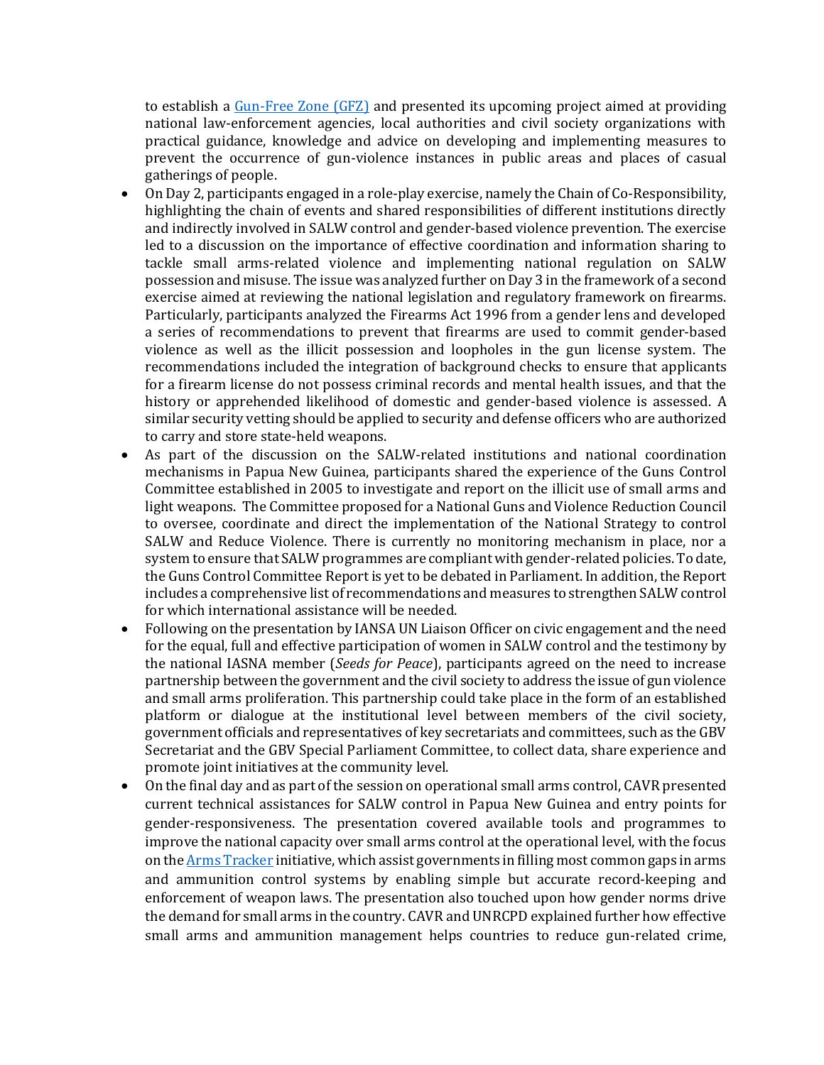to establish a [Gun-Free Zone (GFZ)] and presented its upcoming project aimed at providing national law-enforcement agencies, local authorities and civil society organizations with practical guidance, knowledge and advice on developing and implementing measures to prevent the occurrence of gun-violence instances in public areas and places of casual gatherings of people.

- On Day 2, participants engaged in a role-play exercise, namely the Chain of Co-Responsibility, highlighting the chain of events and shared responsibilities of different institutions directly and indirectly involved in SALW control and gender-based violence prevention. The exercise led to a discussion on the importance of effective coordination and information sharing to tackle small arms-related violence and implementing national regulation on SALW possession and misuse. The issue was analyzed further on Day 3 in the framework of a second exercise aimed at reviewing the national legislation and regulatory framework on firearms. Particularly, participants analyzed the Firearms Act 1996 from a gender lens and developed a series of recommendations to prevent that firearms are used to commit gender-based violence as well as the illicit possession and loopholes in the gun license system. The recommendations included the integration of background checks to ensure that applicants for a firearm license do not possess criminal records and mental health issues, and that the history or apprehended likelihood of domestic and gender-based violence is assessed. A similar security vetting should be applied to security and defense officers who are authorized to carry and store state-held weapons.
- As part of the discussion on the SALW-related institutions and national coordination mechanisms in Papua New Guinea, participants shared the experience of the Guns Control Committee established in 2005 to investigate and report on the illicit use of small arms and light weapons. The Committee proposed for a National Guns and Violence Reduction Council to oversee, coordinate and direct the implementation of the National Strategy to control SALW and Reduce Violence. There is currently no monitoring mechanism in place, nor a system to ensure that SALW programmes are compliant with gender-related policies. To date, the Guns Control Committee Report is yet to be debated in Parliament. In addition, the Report includes a comprehensive list of recommendations and measures to strengthen SALW control for which international assistance will be needed.
- Following on the presentation by IANSA UN Liaison Officer on civic engagement and the need for the equal, full and effective participation of women in SALW control and the testimony by the national IASNA member (*Seeds for Peace*), participants agreed on the need to increase partnership between the government and the civil society to address the issue of gun violence and small arms proliferation. This partnership could take place in the form of an established platform or dialogue at the institutional level between members of the civil society, government officials and representatives of key secretariats and committees, such as the GBV Secretariat and the GBV Special Parliament Committee, to collect data, share experience and promote joint initiatives at the community level.
- On the final day and as part of the session on operational small arms control, CAVR presented current technical assistances for SALW control in Papua New Guinea and entry points for gender-responsiveness. The presentation covered available tools and programmes to improve the national capacity over small arms control at the operational level, with the focus on the [Arms Tracker] initiative, which assist governments in filling most common gaps in arms and ammunition control systems by enabling simple but accurate record-keeping and enforcement of weapon laws. The presentation also touched upon how gender norms drive the demand for small arms in the country. CAVR and UNRCPD explained further how effective small arms and ammunition management helps countries to reduce gun-related crime,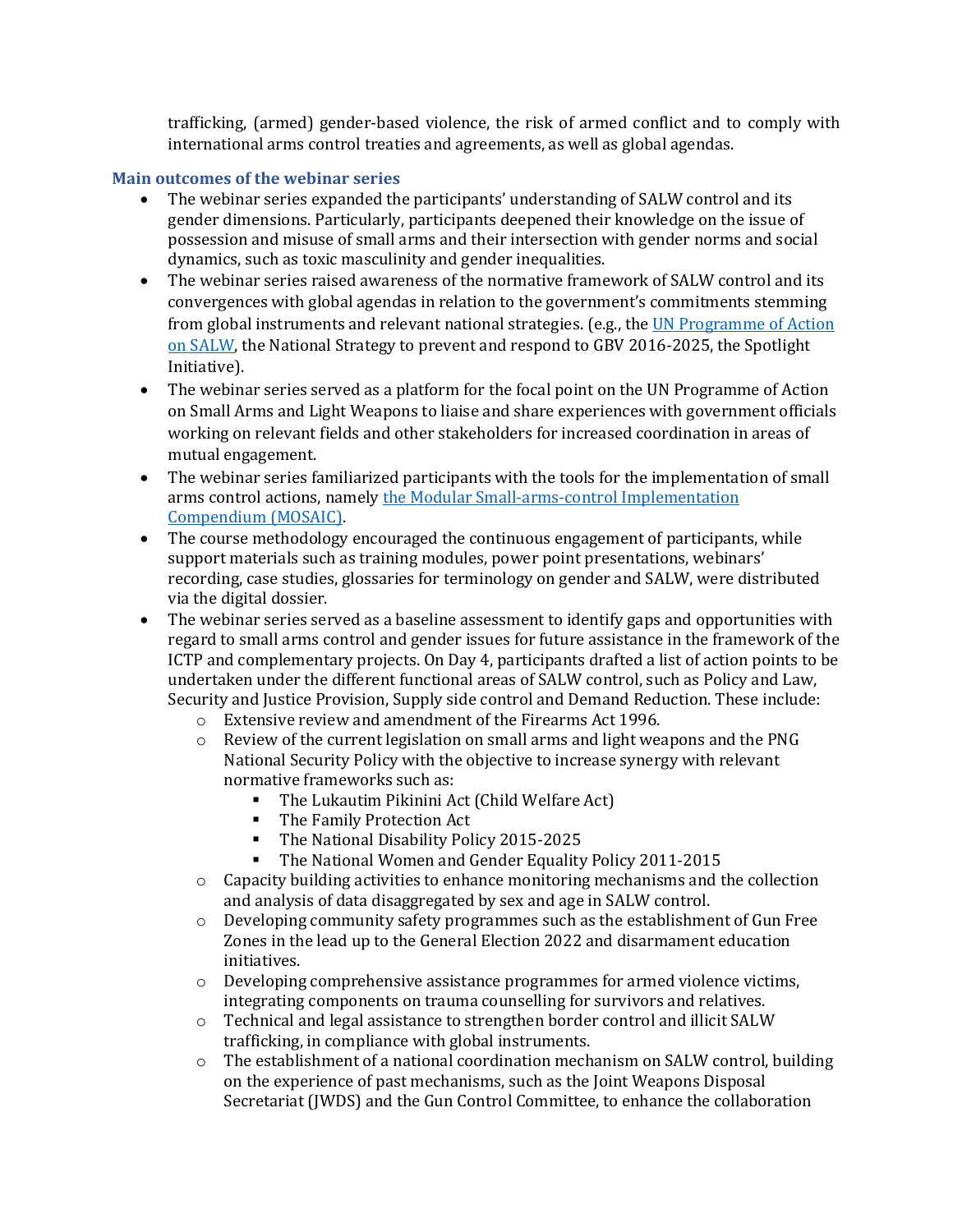trafficking, (armed) gender-based violence, the risk of armed conflict and to comply with international arms control treaties and agreements, as well as global agendas.

### Main outcomes of the webinar series

- The webinar series expanded the participants' understanding of SALW control and its gender dimensions. Particularly, participants deepened their knowledge on the issue of possession and misuse of small arms and their intersection with gender norms and social dynamics, such as toxic masculinity and gender inequalities.
- The webinar series raised awareness of the normative framework of SALW control and its convergences with global agendas in relation to the government's commitments stemming from global instruments and relevant national strategies. (e.g., the UN Programme of Action on SALW, the National Strategy to prevent and respond to GBV 2016-2025, the Spotlight Initiative).
- The webinar series served as a platform for the focal point on the UN Programme of Action on Small Arms and Light Weapons to liaise and share experiences with government officials working on relevant fields and other stakeholders for increased coordination in areas of mutual engagement.
- The webinar series familiarized participants with the tools for the implementation of small arms control actions, namely the Modular Small-arms-control Implementation Compendium (MOSAIC).
- The course methodology encouraged the continuous engagement of participants, while support materials such as training modules, power point presentations, webinars' recording, case studies, glossaries for terminology on gender and SALW, were distributed via the digital dossier.
- The webinar series served as a baseline assessment to identify gaps and opportunities with regard to small arms control and gender issues for future assistance in the framework of the ICTP and complementary projects. On Day 4, participants drafted a list of action points to be undertaken under the different functional areas of SALW control, such as Policy and Law, Security and Justice Provision, Supply side control and Demand Reduction. These include:
  - Extensive review and amendment of the Firearms Act 1996.
  - Review of the current legislation on small arms and light weapons and the PNG National Security Policy with the objective to increase synergy with relevant normative frameworks such as:
    - The Lukautim Pikinini Act (Child Welfare Act)
    - The Family Protection Act
    - The National Disability Policy 2015-2025
    - The National Women and Gender Equality Policy 2011-2015
  - Capacity building activities to enhance monitoring mechanisms and the collection and analysis of data disaggregated by sex and age in SALW control.
  - Developing community safety programmes such as the establishment of Gun Free Zones in the lead up to the General Election 2022 and disarmament education initiatives.
  - Developing comprehensive assistance programmes for armed violence victims, integrating components on trauma counselling for survivors and relatives.
  - Technical and legal assistance to strengthen border control and illicit SALW trafficking, in compliance with global instruments.
  - The establishment of a national coordination mechanism on SALW control, building on the experience of past mechanisms, such as the Joint Weapons Disposal Secretariat (JWDS) and the Gun Control Committee, to enhance the collaboration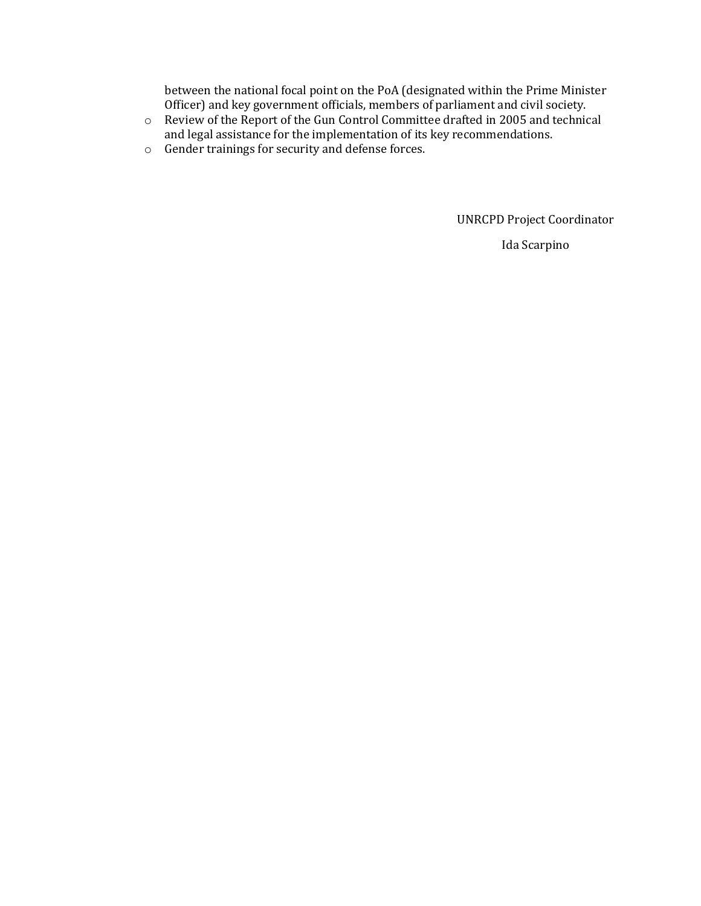between the national focal point on the PoA (designated within the Prime Minister Officer) and key government officials, members of parliament and civil society.

- Review of the Report of the Gun Control Committee drafted in 2005 and technical and legal assistance for the implementation of its key recommendations.
- Gender trainings for security and defense forces.

UNRCPD Project Coordinator

Ida Scarpino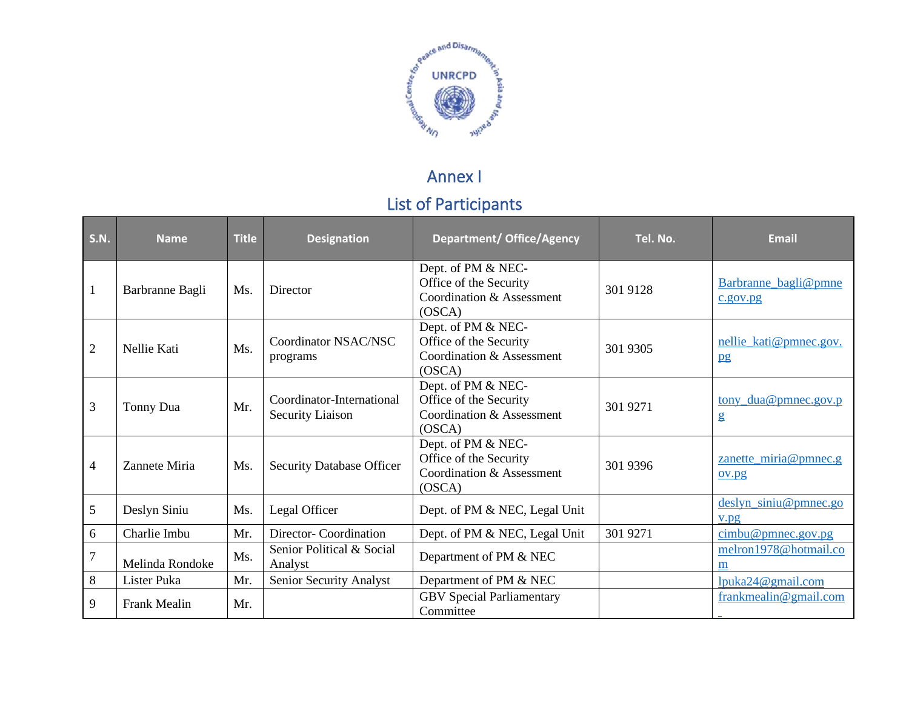## Annex I

## List of Participants

| S.N. | Name | Title | Designation | Department/ Office/Agency | Tel. No. | Email |
|---|---|---|---|---|---|---|
| 1 | Barbranne Bagli | Ms. | Director | Dept. of PM & NEC- Office of the Security Coordination & Assessment (OSCA) | 301 9128 | Barbranne_bagli@pmnec.gov.pg |
| 2 | Nellie Kati | Ms. | Coordinator NSAC/NSC programs | Dept. of PM & NEC- Office of the Security Coordination & Assessment (OSCA) | 301 9305 | nellie_kati@pmnec.gov.pg |
| 3 | Tonny Dua | Mr. | Coordinator-International Security Liaison | Dept. of PM & NEC- Office of the Security Coordination & Assessment (OSCA) | 301 9271 | tony_dua@pmnec.gov.pg |
| 4 | Zannete Miria | Ms. | Security Database Officer | Dept. of PM & NEC- Office of the Security Coordination & Assessment (OSCA) | 301 9396 | zanette_miria@pmnec.gov.pg |
| 5 | Deslyn Siniu | Ms. | Legal Officer | Dept. of PM & NEC, Legal Unit | | deslyn_siniu@pmnec.gov.pg |
| 6 | Charlie Imbu | Mr. | Director- Coordination | Dept. of PM & NEC, Legal Unit | 301 9271 | cimbu@pmnec.gov.pg |
| 7 | Melinda Rondoke | Ms. | Senior Political & Social Analyst | Department of PM & NEC | | melron1978@hotmail.com |
| 8 | Lister Puka | Mr. | Senior Security Analyst | Department of PM & NEC | | lpuka24@gmail.com |
| 9 | Frank Mealin | Mr. | | GBV Special Parliamentary Committee | | frankmealin@gmail.com |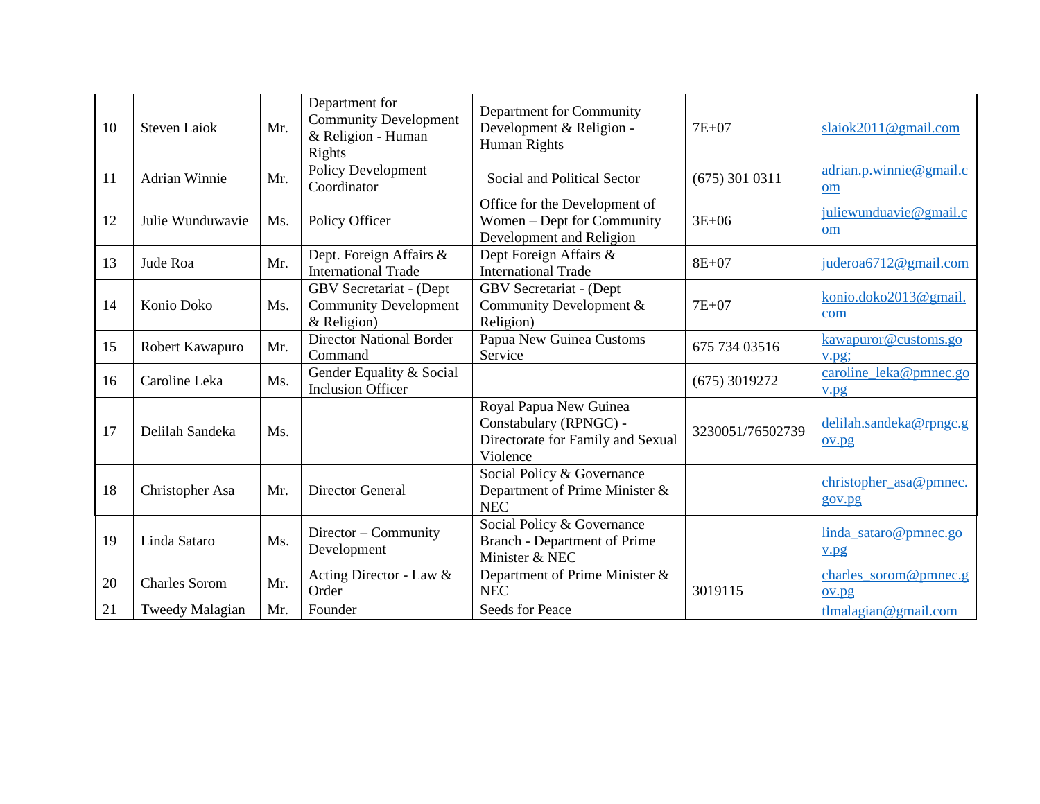| 10 | Steven Laiok | Mr. | Department for Community Development & Religion - Human Rights | Department for Community Development & Religion - Human Rights | 7E+07 | slaiok2011@gmail.com |
|---|---|---|---|---|---|---|
| 11 | Adrian Winnie | Mr. | Policy Development Coordinator | Social and Political Sector | (675) 301 0311 | adrian.p.winnie@gmail.com |
| 12 | Julie Wunduwavie | Ms. | Policy Officer | Office for the Development of Women – Dept for Community Development and Religion | 3E+06 | juliewunduavie@gmail.com |
| 13 | Jude Roa | Mr. | Dept. Foreign Affairs & International Trade | Dept Foreign Affairs & International Trade | 8E+07 | juderoa6712@gmail.com |
| 14 | Konio Doko | Ms. | GBV Secretariat - (Dept Community Development & Religion) | GBV Secretariat - (Dept Community Development & Religion) | 7E+07 | konio.doko2013@gmail.com |
| 15 | Robert Kawapuro | Mr. | Director National Border Command | Papua New Guinea Customs Service | 675 734 03516 | kawapuror@customs.gov.pg; |
| 16 | Caroline Leka | Ms. | Gender Equality & Social Inclusion Officer | | (675) 3019272 | caroline_leka@pmnec.gov.pg |
| 17 | Delilah Sandeka | Ms. | | Royal Papua New Guinea Constabulary (RPNGC) - Directorate for Family and Sexual Violence | 3230051/76502739 | delilah.sandeka@rpngc.gov.pg |
| 18 | Christopher Asa | Mr. | Director General | Social Policy & Governance Department of Prime Minister & NEC | | christopher_asa@pmnec.gov.pg |
| 19 | Linda Sataro | Ms. | Director – Community Development | Social Policy & Governance Branch - Department of Prime Minister & NEC | | linda_sataro@pmnec.gov.pg |
| 20 | Charles Sorom | Mr. | Acting Director - Law & Order | Department of Prime Minister & NEC | 3019115 | charles_sorom@pmnec.gov.pg |
| 21 | Tweedy Malagian | Mr. | Founder | Seeds for Peace | | tlmalagian@gmail.com |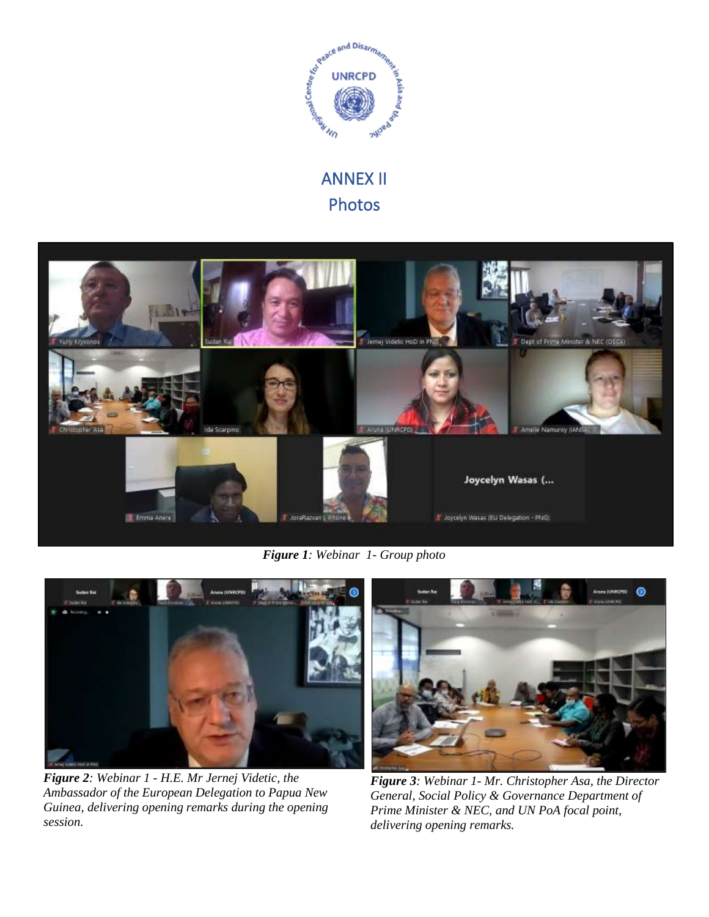# ANNEX II

## Photos

*Figure 1: Webinar 1- Group photo*

*Figure 2: Webinar 1 - H.E. Mr Jernej Videtic, the Ambassador of the European Delegation to Papua New Guinea, delivering opening remarks during the opening session.*

*Figure 3: Webinar 1- Mr. Christopher Asa, the Director General, Social Policy & Governance Department of Prime Minister & NEC, and UN PoA focal point, delivering opening remarks.*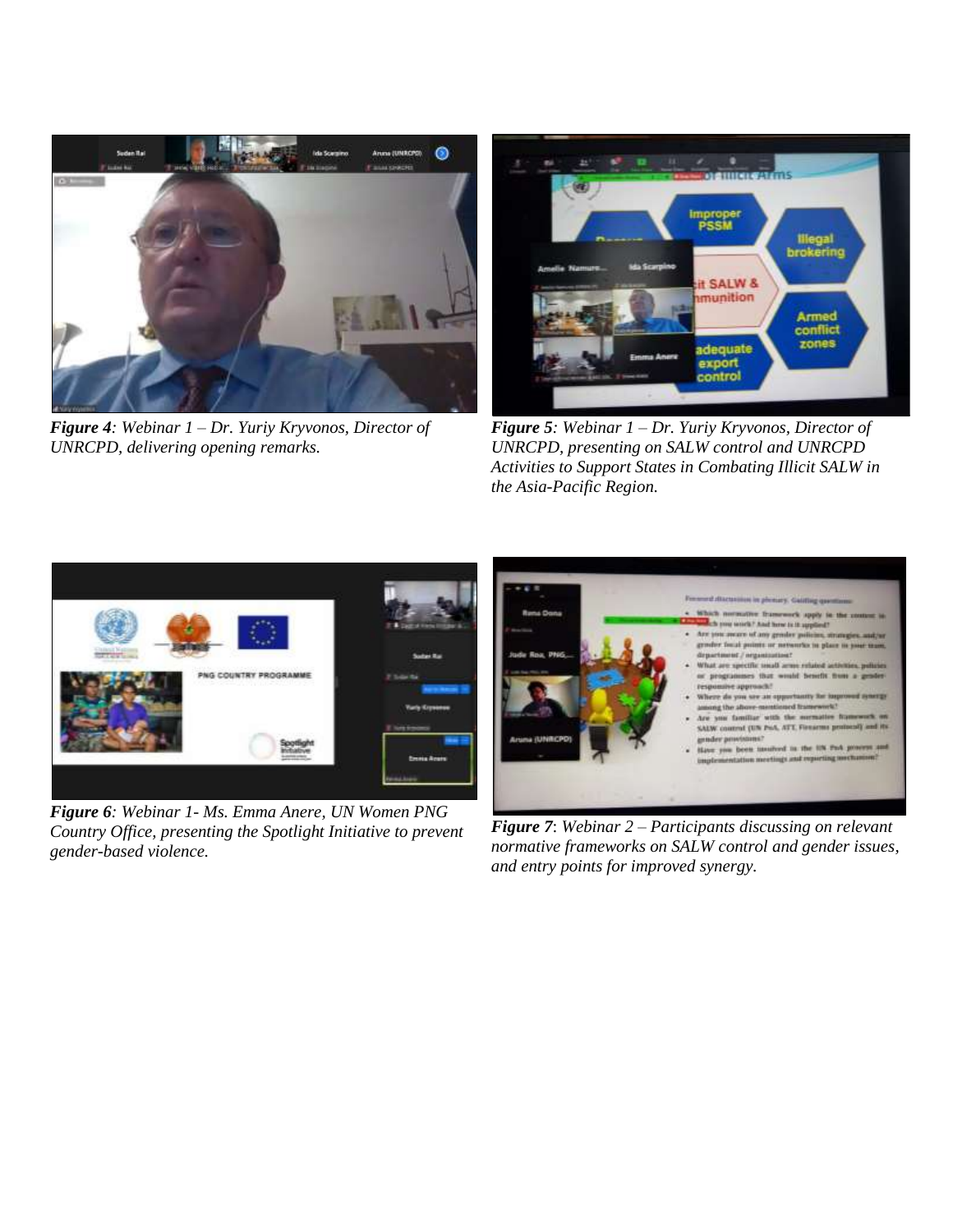***Figure 4**: Webinar 1 – Dr. Yuriy Kryvonos, Director of UNRCPD, delivering opening remarks.*

***Figure 5**: Webinar 1 – Dr. Yuriy Kryvonos, Director of UNRCPD, presenting on SALW control and UNRCPD Activities to Support States in Combating Illicit SALW in the Asia-Pacific Region.*

***Figure 6**: Webinar 1- Ms. Emma Anere, UN Women PNG Country Office, presenting the Spotlight Initiative to prevent gender-based violence.*

***Figure 7**: Webinar 2 – Participants discussing on relevant normative frameworks on SALW control and gender issues, and entry points for improved synergy.*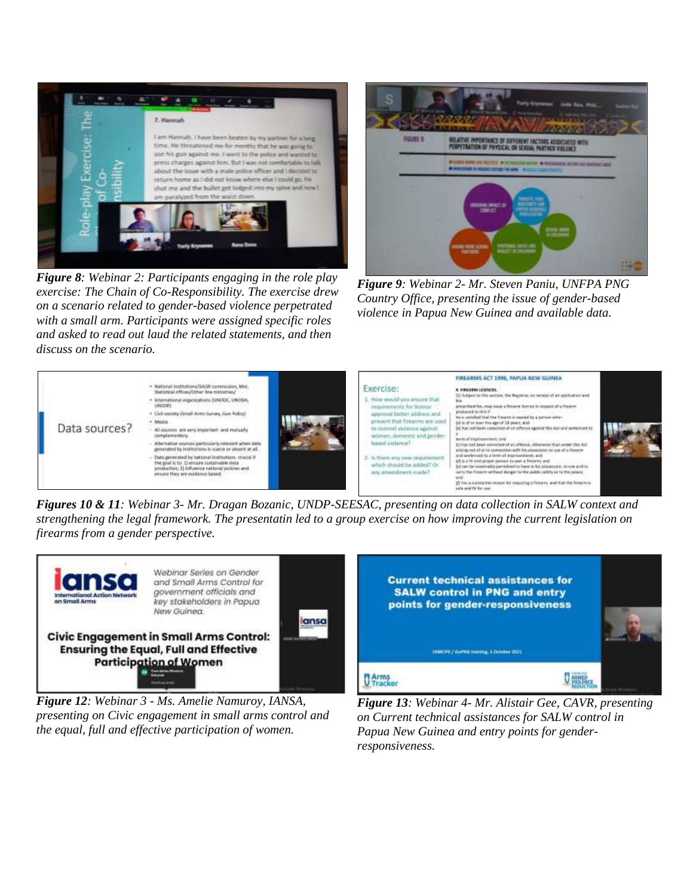*Figure 8: Webinar 2: Participants engaging in the role play exercise: The Chain of Co-Responsibility. The exercise drew on a scenario related to gender-based violence perpetrated with a small arm. Participants were assigned specific roles and asked to read out laud the related statements, and then discuss on the scenario.*

*Figure 9: Webinar 2- Mr. Steven Paniu, UNFPA PNG Country Office, presenting the issue of gender-based violence in Papua New Guinea and available data.*

*Figures 10 & 11: Webinar 3- Mr. Dragan Bozanic, UNDP-SEESAC, presenting on data collection in SALW context and strengthening the legal framework. The presentatin led to a group exercise on how improving the current legislation on firearms from a gender perspective.*

*Figure 12: Webinar 3 - Ms. Amelie Namuroy, IANSA, presenting on Civic engagement in small arms control and the equal, full and effective participation of women.*

*Figure 13: Webinar 4- Mr. Alistair Gee, CAVR, presenting on Current technical assistances for SALW control in Papua New Guinea and entry points for gender-responsiveness.*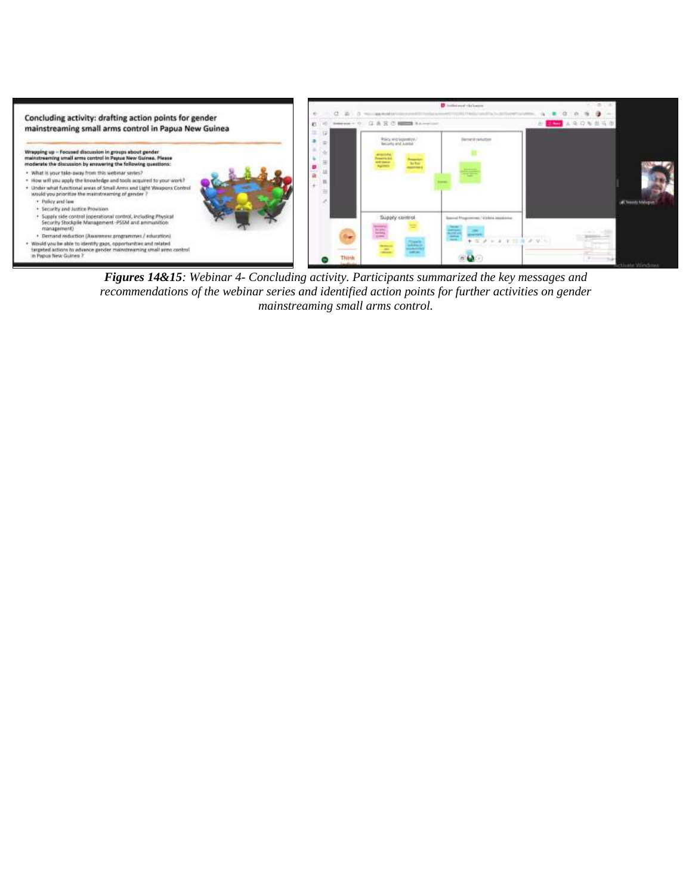***Figures 14&15****: Webinar 4- Concluding activity. Participants summarized the key messages and recommendations of the webinar series and identified action points for further activities on gender mainstreaming small arms control.*